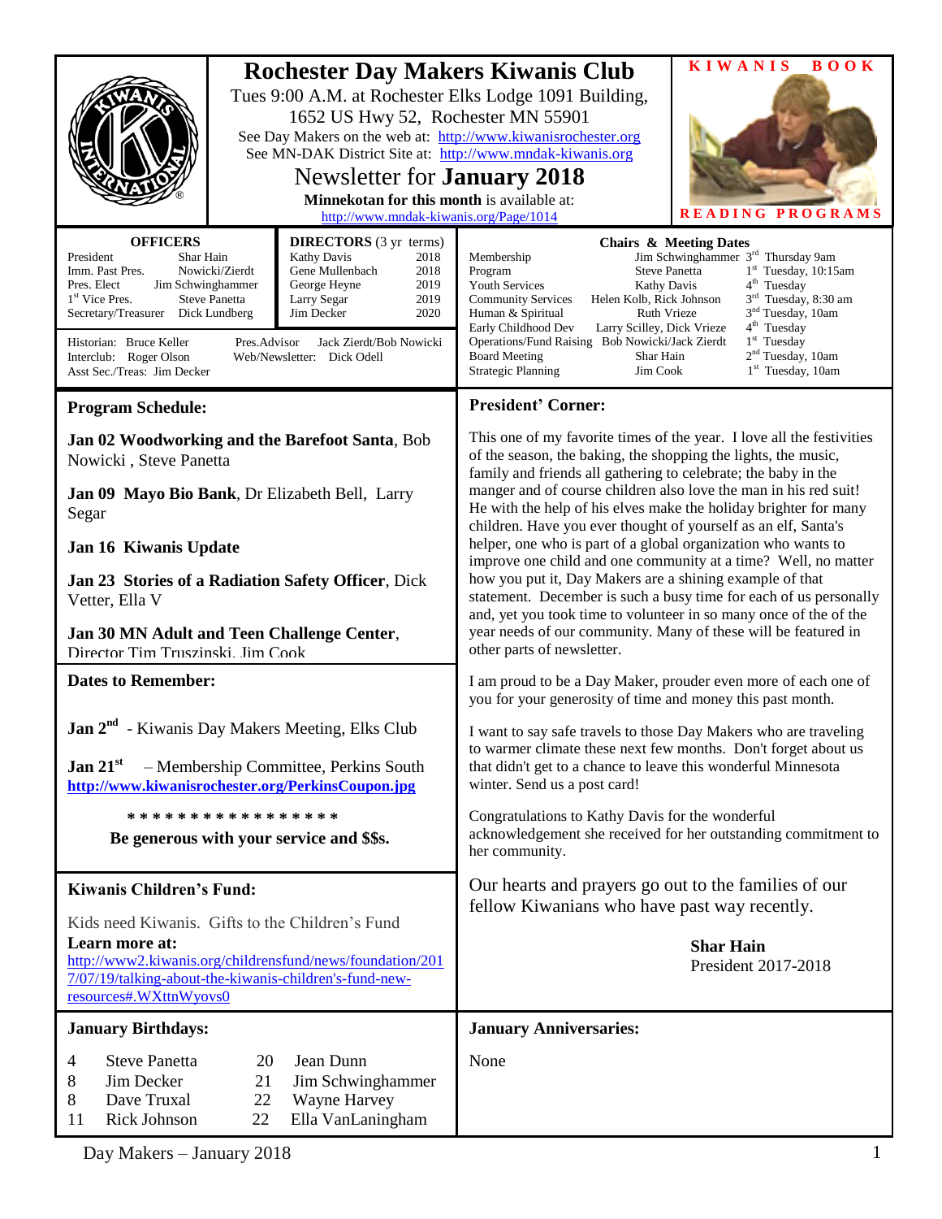# Rochester Day Makers Kiwanis Club

Tues 9:00 A.M. at Rochester Elks Lodge 1091 Building, 1652 US Hwy 52, Rochester MN 55901

See Day Makers on the web at: http://www.kiwanisrochester.org

See MN-DAK District Site at: http://www.mndak-kiwanis.org

## Newsletter for **January 2018**

**Minnekotan for this month** is available at: http://www.mndak-kiwanis.org/Page/1014

**KIWANIS BOOK**

**READING PROGRAMS**

### OFFICERS

| | |
|---|---|
| President | Shar Hain |
| Imm. Past Pres. | Nowicki/Zierdt |
| Pres. Elect | Jim Schwinghammer |
| 1st Vice Pres. | Steve Panetta |
| Secretary/Treasurer | Dick Lundberg |

### DIRECTORS (3 yr terms)

| | |
|---|---|
| Kathy Davis | 2018 |
| Gene Mullenbach | 2018 |
| George Heyne | 2019 |
| Larry Segar | 2019 |
| Jim Decker | 2020 |

Historian: Bruce Keller
Interclub: Roger Olson
Asst Sec./Treas: Jim Decker
Pres.Advisor Jack Zierdt/Bob Nowicki
Web/Newsletter: Dick Odell

### Chairs & Meeting Dates

| | | |
|---|---|---|
| Membership | Jim Schwinghammer | 3rd Thursday 9am |
| Program | Steve Panetta | 1st Tuesday, 10:15am |
| Youth Services | Kathy Davis | 4th Tuesday |
| Community Services | Helen Kolb, Rick Johnson | 3rd Tuesday, 8:30 am |
| Human & Spiritual | Ruth Vrieze | 3nd Tuesday, 10am |
| Early Childhood Dev | Larry Scilley, Dick Vrieze | 4th Tuesday |
| Operations/Fund Raising | Bob Nowicki/Jack Zierdt | 1st Tuesday |
| Board Meeting | Shar Hain | 2nd Tuesday, 10am |
| Strategic Planning | Jim Cook | 1st Tuesday, 10am |

## Program Schedule:

**Jan 02 Woodworking and the Barefoot Santa**, Bob Nowicki , Steve Panetta

**Jan 09 Mayo Bio Bank**, Dr Elizabeth Bell, Larry Segar

**Jan 16 Kiwanis Update**

**Jan 23 Stories of a Radiation Safety Officer**, Dick Vetter, Ella V

**Jan 30 MN Adult and Teen Challenge Center**, Director Tim Truszinski, Jim Cook

## Dates to Remember:

**Jan 2nd** - Kiwanis Day Makers Meeting, Elks Club

**Jan 21st** – Membership Committee, Perkins South
**http://www.kiwanisrochester.org/PerkinsCoupon.jpg**

\* \* \* \* \* \* \* \* \* \* \* \* \* \* \* \*

**Be generous with your service and $$s.**

## Kiwanis Children's Fund:

Kids need Kiwanis. Gifts to the Children's Fund

**Learn more at:**
http://www2.kiwanis.org/childrensfund/news/foundation/2017/07/19/talking-about-the-kiwanis-children's-fund-new-resources#.WXttnWyovs0

## President' Corner:

This one of my favorite times of the year. I love all the festivities of the season, the baking, the shopping the lights, the music, family and friends all gathering to celebrate; the baby in the manger and of course children also love the man in his red suit! He with the help of his elves make the holiday brighter for many children. Have you ever thought of yourself as an elf, Santa's helper, one who is part of a global organization who wants to improve one child and one community at a time? Well, no matter how you put it, Day Makers are a shining example of that statement. December is such a busy time for each of us personally and, yet you took time to volunteer in so many once of the of the year needs of our community. Many of these will be featured in other parts of newsletter.

I am proud to be a Day Maker, prouder even more of each one of you for your generosity of time and money this past month.

I want to say safe travels to those Day Makers who are traveling to warmer climate these next few months. Don't forget about us that didn't get to a chance to leave this wonderful Minnesota winter. Send us a post card!

Congratulations to Kathy Davis for the wonderful acknowledgement she received for her outstanding commitment to her community.

Our hearts and prayers go out to the families of our fellow Kiwanians who have past way recently.

**Shar Hain**
President 2017-2018

## January Birthdays:

| | | | |
|---|---|---|---|
| 4 | Steve Panetta | 20 | Jean Dunn |
| 8 | Jim Decker | 21 | Jim Schwinghammer |
| 8 | Dave Truxal | 22 | Wayne Harvey |
| 11 | Rick Johnson | 22 | Ella VanLaningham |

## January Anniversaries:

None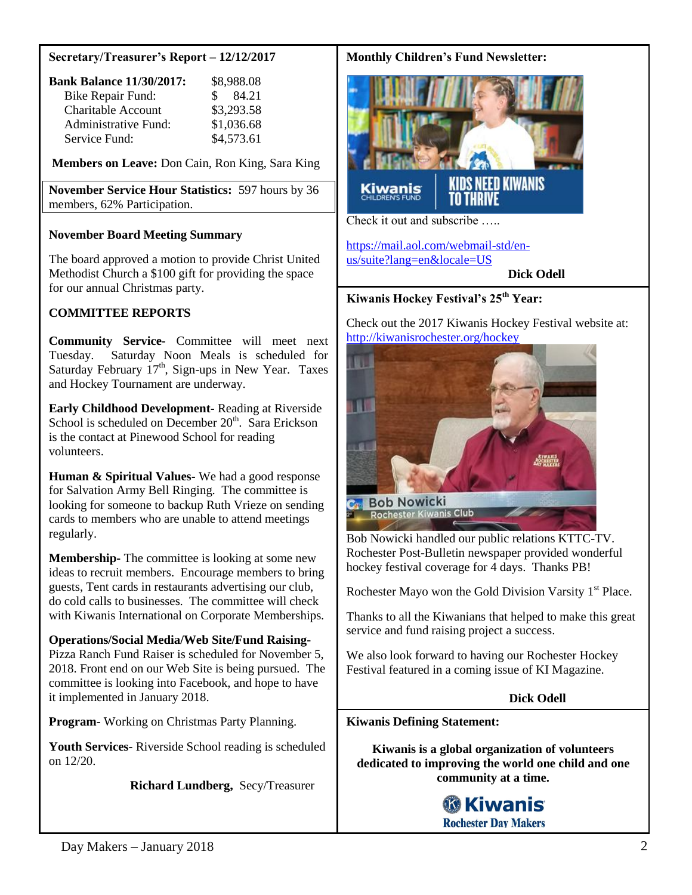## Secretary/Treasurer's Report – 12/12/2017

| | |
|---|---|
| **Bank Balance 11/30/2017:** | $8,988.08 |
| Bike Repair Fund: | $ 84.21 |
| Charitable Account | $3,293.58 |
| Administrative Fund: | $1,036.68 |
| Service Fund: | $4,573.61 |

**Members on Leave:** Don Cain, Ron King, Sara King

**November Service Hour Statistics:** 597 hours by 36 members, 62% Participation.

### November Board Meeting Summary

The board approved a motion to provide Christ United Methodist Church a $100 gift for providing the space for our annual Christmas party.

### COMMITTEE REPORTS

**Community Service-** Committee will meet next Tuesday. Saturday Noon Meals is scheduled for Saturday February 17th, Sign-ups in New Year. Taxes and Hockey Tournament are underway.

**Early Childhood Development-** Reading at Riverside School is scheduled on December 20th. Sara Erickson is the contact at Pinewood School for reading volunteers.

**Human & Spiritual Values-** We had a good response for Salvation Army Bell Ringing. The committee is looking for someone to backup Ruth Vrieze on sending cards to members who are unable to attend meetings regularly.

**Membership-** The committee is looking at some new ideas to recruit members. Encourage members to bring guests, Tent cards in restaurants advertising our club, do cold calls to businesses. The committee will check with Kiwanis International on Corporate Memberships.

**Operations/Social Media/Web Site/Fund Raising-** Pizza Ranch Fund Raiser is scheduled for November 5, 2018. Front end on our Web Site is being pursued. The committee is looking into Facebook, and hope to have it implemented in January 2018.

**Program-** Working on Christmas Party Planning.

**Youth Services-** Riverside School reading is scheduled on 12/20.

**Richard Lundberg,** Secy/Treasurer

## Monthly Children's Fund Newsletter:

Check it out and subscribe …..

https://mail.aol.com/webmail-std/en-us/suite?lang=en&locale=US

**Dick Odell**

## Kiwanis Hockey Festival's 25th Year:

Check out the 2017 Kiwanis Hockey Festival website at: http://kiwanisrochester.org/hockey

Bob Nowicki handled our public relations KTTC-TV. Rochester Post-Bulletin newspaper provided wonderful hockey festival coverage for 4 days. Thanks PB!

Rochester Mayo won the Gold Division Varsity 1st Place.

Thanks to all the Kiwanians that helped to make this great service and fund raising project a success.

We also look forward to having our Rochester Hockey Festival featured in a coming issue of KI Magazine.

**Dick Odell**

## Kiwanis Defining Statement:

**Kiwanis is a global organization of volunteers dedicated to improving the world one child and one community at a time.**

**Kiwanis**
**Rochester Day Makers**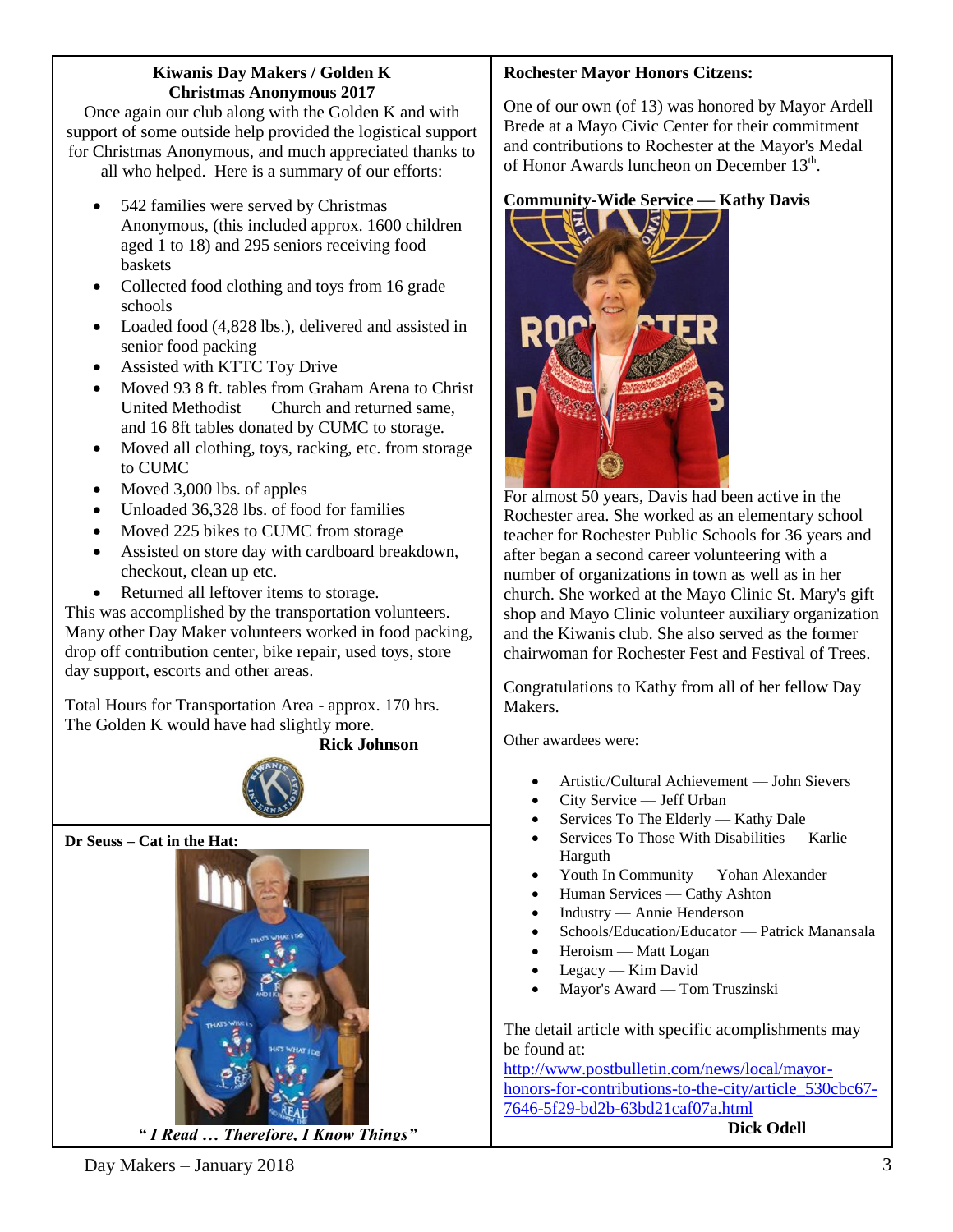**Kiwanis Day Makers / Golden K**
**Christmas Anonymous 2017**

Once again our club along with the Golden K and with support of some outside help provided the logistical support for Christmas Anonymous, and much appreciated thanks to all who helped. Here is a summary of our efforts:

- 542 families were served by Christmas Anonymous, (this included approx. 1600 children aged 1 to 18) and 295 seniors receiving food baskets
- Collected food clothing and toys from 16 grade schools
- Loaded food (4,828 lbs.), delivered and assisted in senior food packing
- Assisted with KTTC Toy Drive
- Moved 93 8 ft. tables from Graham Arena to Christ United Methodist Church and returned same, and 16 8ft tables donated by CUMC to storage.
- Moved all clothing, toys, racking, etc. from storage to CUMC
- Moved 3,000 lbs. of apples
- Unloaded 36,328 lbs. of food for families
- Moved 225 bikes to CUMC from storage
- Assisted on store day with cardboard breakdown, checkout, clean up etc.
- Returned all leftover items to storage.

This was accomplished by the transportation volunteers. Many other Day Maker volunteers worked in food packing, drop off contribution center, bike repair, used toys, store day support, escorts and other areas.

Total Hours for Transportation Area - approx. 170 hrs. The Golden K would have had slightly more.

**Rick Johnson**

**Dr Seuss – Cat in the Hat:**

*" I Read … Therefore, I Know Things"*

**Rochester Mayor Honors Citizens:**

One of our own (of 13) was honored by Mayor Ardell Brede at a Mayo Civic Center for their commitment and contributions to Rochester at the Mayor's Medal of Honor Awards luncheon on December 13th.

**Community-Wide Service — Kathy Davis**

For almost 50 years, Davis had been active in the Rochester area. She worked as an elementary school teacher for Rochester Public Schools for 36 years and after began a second career volunteering with a number of organizations in town as well as in her church. She worked at the Mayo Clinic St. Mary's gift shop and Mayo Clinic volunteer auxiliary organization and the Kiwanis club. She also served as the former chairwoman for Rochester Fest and Festival of Trees.

Congratulations to Kathy from all of her fellow Day Makers.

Other awardees were:

- Artistic/Cultural Achievement — John Sievers
- City Service — Jeff Urban
- Services To The Elderly — Kathy Dale
- Services To Those With Disabilities — Karlie Harguth
- Youth In Community — Yohan Alexander
- Human Services — Cathy Ashton
- Industry — Annie Henderson
- Schools/Education/Educator — Patrick Manansala
- Heroism — Matt Logan
- Legacy — Kim David
- Mayor's Award — Tom Truszinski

The detail article with specific acomplishments may be found at:
http://www.postbulletin.com/news/local/mayor-honors-for-contributions-to-the-city/article_530cbc67-7646-5f29-bd2b-63bd21caf07a.html

**Dick Odell**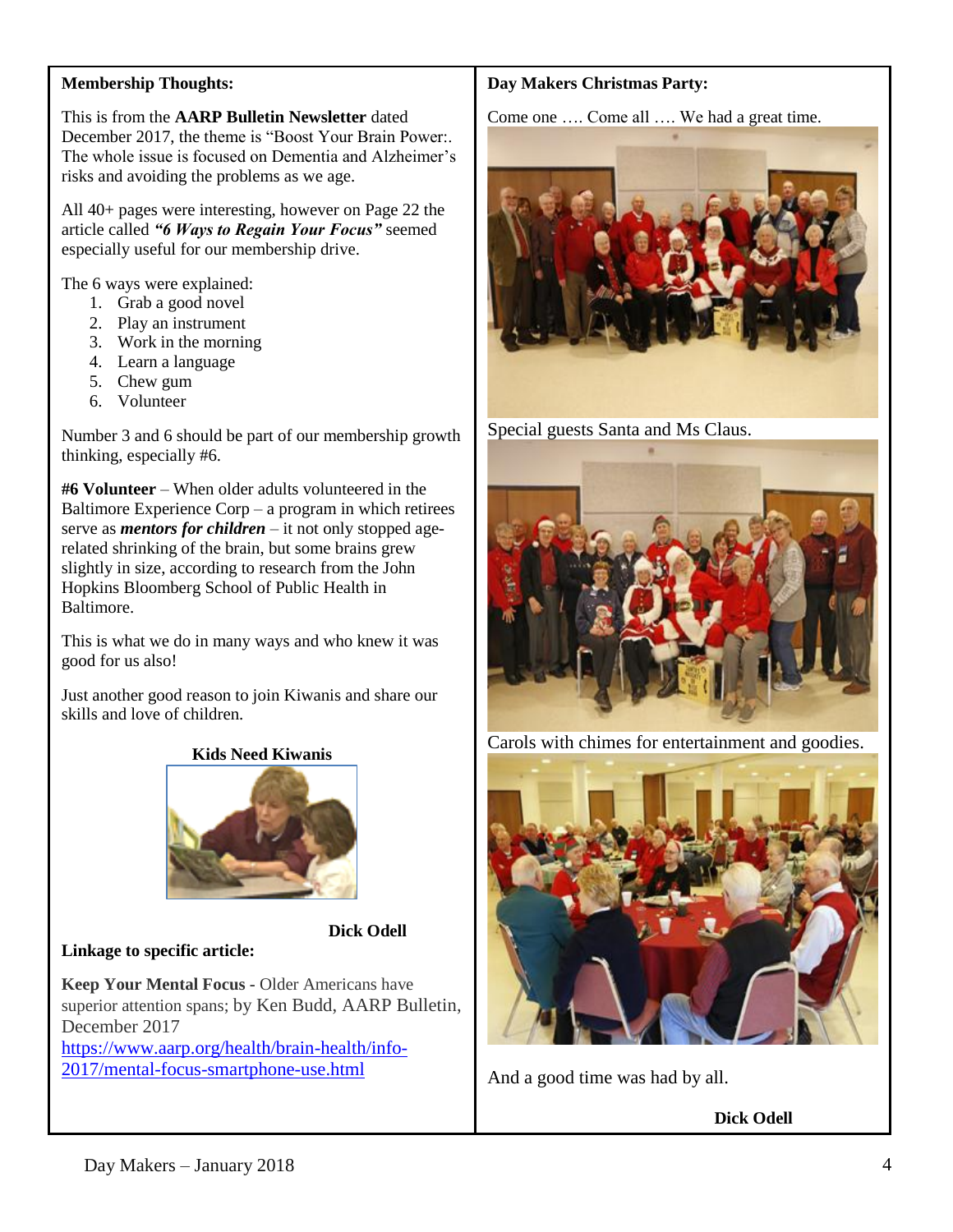**Membership Thoughts:**

This is from the **AARP Bulletin Newsletter** dated December 2017, the theme is "Boost Your Brain Power:. The whole issue is focused on Dementia and Alzheimer's risks and avoiding the problems as we age.

All 40+ pages were interesting, however on Page 22 the article called ***"6 Ways to Regain Your Focus"*** seemed especially useful for our membership drive.

The 6 ways were explained:

1. Grab a good novel
2. Play an instrument
3. Work in the morning
4. Learn a language
5. Chew gum
6. Volunteer

Number 3 and 6 should be part of our membership growth thinking, especially #6.

**#6 Volunteer** – When older adults volunteered in the Baltimore Experience Corp – a program in which retirees serve as ***mentors for children*** – it not only stopped age-related shrinking of the brain, but some brains grew slightly in size, according to research from the John Hopkins Bloomberg School of Public Health in Baltimore.

This is what we do in many ways and who knew it was good for us also!

Just another good reason to join Kiwanis and share our skills and love of children.

**Kids Need Kiwanis**

**Dick Odell**

**Linkage to specific article:**

**Keep Your Mental Focus -** Older Americans have superior attention spans; by Ken Budd, AARP Bulletin, December 2017
https://www.aarp.org/health/brain-health/info-2017/mental-focus-smartphone-use.html

**Day Makers Christmas Party:**

Come one …. Come all …. We had a great time.

Special guests Santa and Ms Claus.

Carols with chimes for entertainment and goodies.

And a good time was had by all.

**Dick Odell**